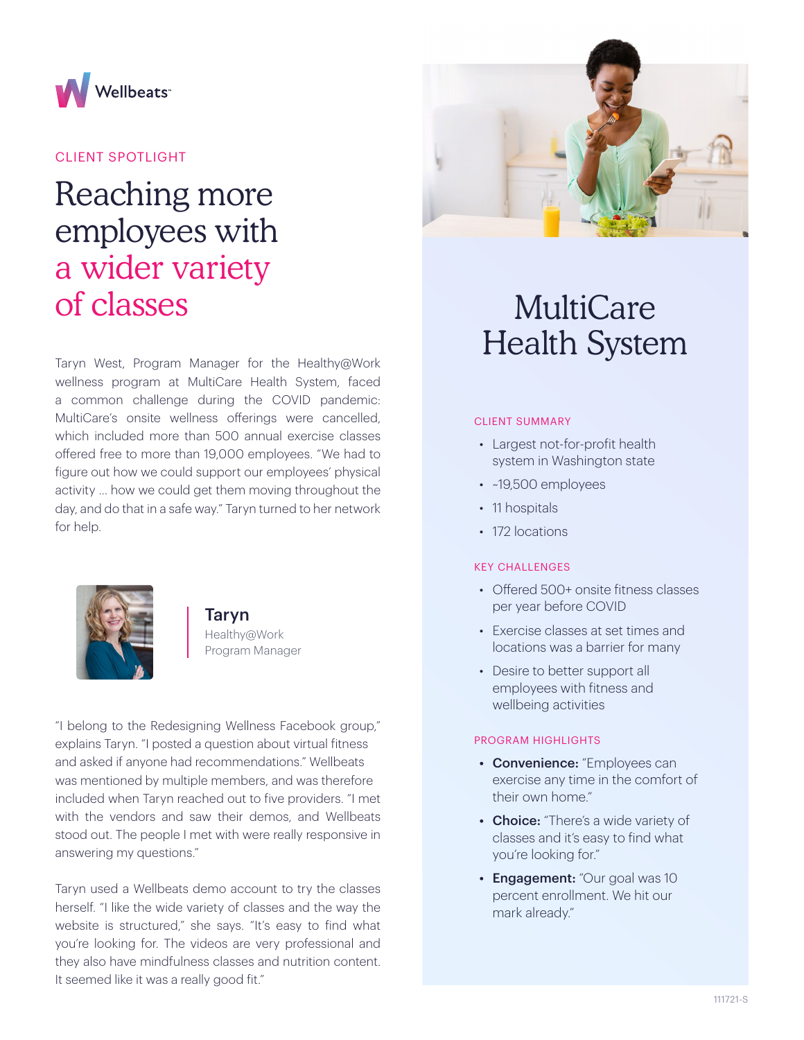Wellbeats

CLIENT SPOTLIGHT

# Reaching more employees with a wider variety of classes

Taryn West, Program Manager for the Healthy@Work wellness program at MultiCare Health System, faced a common challenge during the COVID pandemic: MultiCare's onsite wellness offerings were cancelled, which included more than 500 annual exercise classes offered free to more than 19,000 employees. "We had to figure out how we could support our employees' physical activity … how we could get them moving throughout the day, and do that in a safe way." Taryn turned to her network for help.

**Taryn**
Healthy@Work
Program Manager

"I belong to the Redesigning Wellness Facebook group," explains Taryn. "I posted a question about virtual fitness and asked if anyone had recommendations." Wellbeats was mentioned by multiple members, and was therefore included when Taryn reached out to five providers. "I met with the vendors and saw their demos, and Wellbeats stood out. The people I met with were really responsive in answering my questions."

Taryn used a Wellbeats demo account to try the classes herself. "I like the wide variety of classes and the way the website is structured," she says. "It's easy to find what you're looking for. The videos are very professional and they also have mindfulness classes and nutrition content. It seemed like it was a really good fit."

## MultiCare Health System

### CLIENT SUMMARY

- Largest not-for-profit health system in Washington state
- ~19,500 employees
- 11 hospitals
- 172 locations

### KEY CHALLENGES

- Offered 500+ onsite fitness classes per year before COVID
- Exercise classes at set times and locations was a barrier for many
- Desire to better support all employees with fitness and wellbeing activities

### PROGRAM HIGHLIGHTS

- **Convenience:** "Employees can exercise any time in the comfort of their own home."
- **Choice:** "There's a wide variety of classes and it's easy to find what you're looking for."
- **Engagement:** "Our goal was 10 percent enrollment. We hit our mark already."

111721-S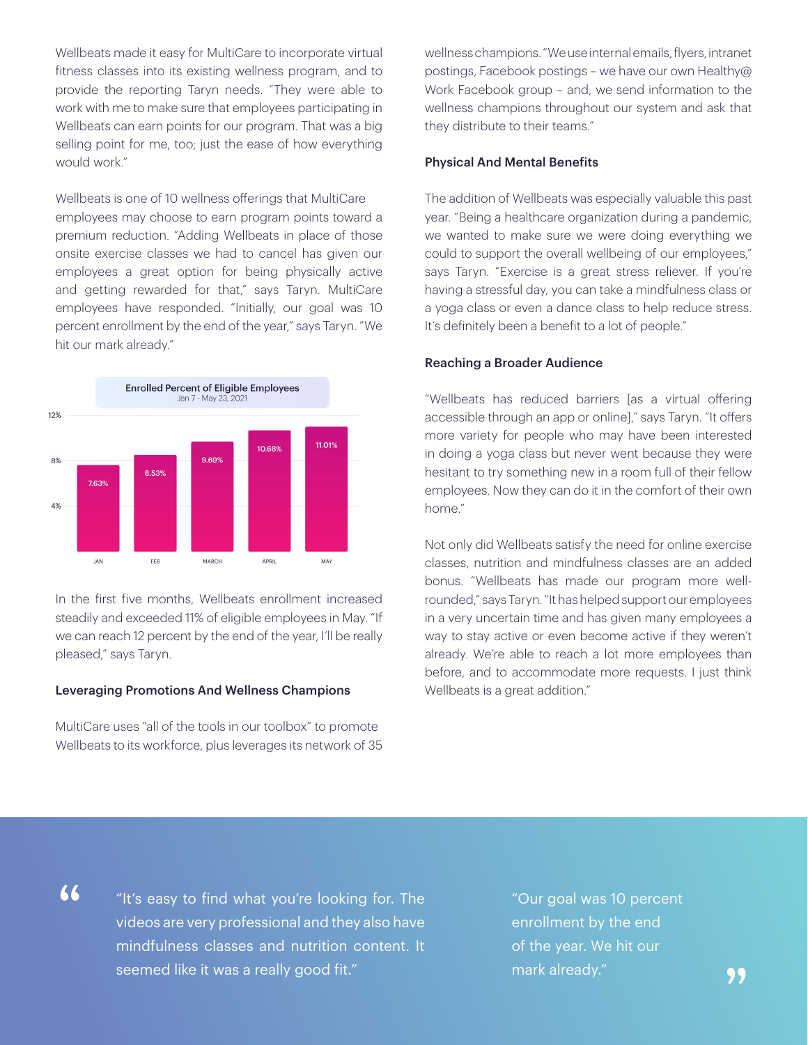Wellbeats made it easy for MultiCare to incorporate virtual fitness classes into its existing wellness program, and to provide the reporting Taryn needs. "They were able to work with me to make sure that employees participating in Wellbeats can earn points for our program. That was a big selling point for me, too; just the ease of how everything would work."

Wellbeats is one of 10 wellness offerings that MultiCare employees may choose to earn program points toward a premium reduction. "Adding Wellbeats in place of those onsite exercise classes we had to cancel has given our employees a great option for being physically active and getting rewarded for that," says Taryn. MultiCare employees have responded. "Initially, our goal was 10 percent enrollment by the end of the year," says Taryn. "We hit our mark already."

Enrolled Percent of Eligible Employees
Jan 7 - May 23, 2021

12%
8%
4%

7.63%
8.53%
9.69%
10.68%
11.01%

JAN
FEB
MARCH
APRIL
MAY

In the first five months, Wellbeats enrollment increased steadily and exceeded 11% of eligible employees in May. "If we can reach 12 percent by the end of the year, I'll be really pleased," says Taryn.

### Leveraging Promotions And Wellness Champions

MultiCare uses "all of the tools in our toolbox" to promote Wellbeats to its workforce, plus leverages its network of 35 wellness champions. "We use internal emails, flyers, intranet postings, Facebook postings – we have our own Healthy@ Work Facebook group – and, we send information to the wellness champions throughout our system and ask that they distribute to their teams."

### Physical And Mental Benefits

The addition of Wellbeats was especially valuable this past year. "Being a healthcare organization during a pandemic, we wanted to make sure we were doing everything we could to support the overall wellbeing of our employees," says Taryn. "Exercise is a great stress reliever. If you're having a stressful day, you can take a mindfulness class or a yoga class or even a dance class to help reduce stress. It's definitely been a benefit to a lot of people."

### Reaching a Broader Audience

"Wellbeats has reduced barriers [as a virtual offering accessible through an app or online]," says Taryn. "It offers more variety for people who may have been interested in doing a yoga class but never went because they were hesitant to try something new in a room full of their fellow employees. Now they can do it in the comfort of their own home."

Not only did Wellbeats satisfy the need for online exercise classes, nutrition and mindfulness classes are an added bonus. "Wellbeats has made our program more well-rounded," says Taryn. "It has helped support our employees in a very uncertain time and has given many employees a way to stay active or even become active if they weren't already. We're able to reach a lot more employees than before, and to accommodate more requests. I just think Wellbeats is a great addition."

> "It's easy to find what you're looking for. The videos are very professional and they also have mindfulness classes and nutrition content. It seemed like it was a really good fit."

> "Our goal was 10 percent enrollment by the end of the year. We hit our mark already."